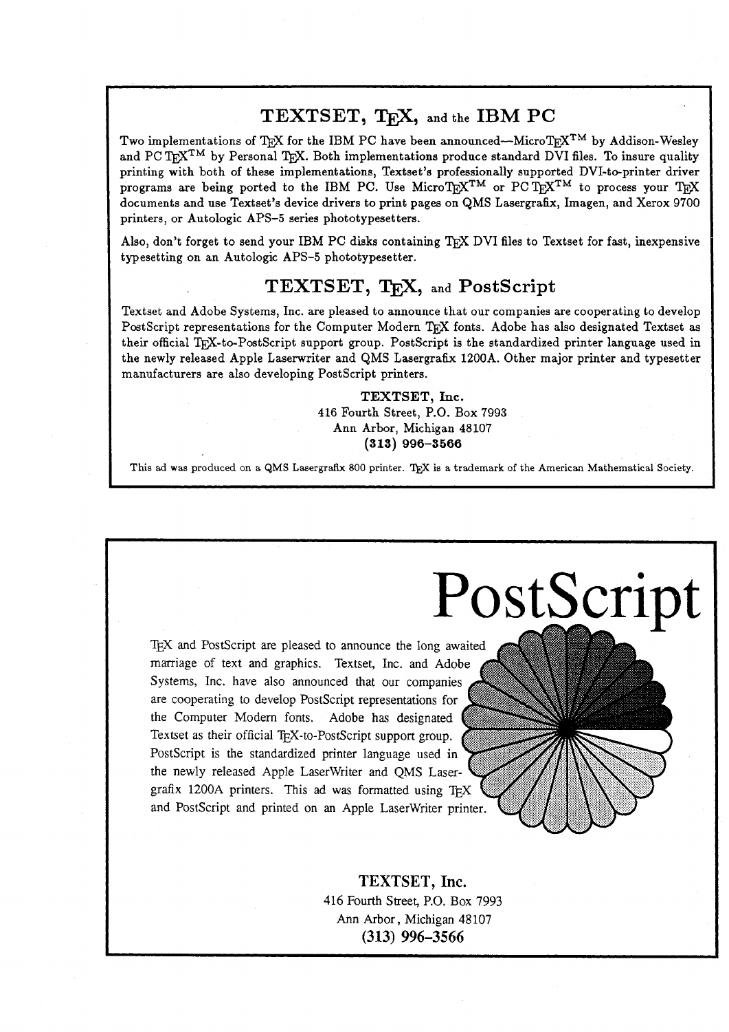## TEXTSET, TEX, and the IBM PC

Two implementations of TEX for the IBM PC have been announced—MicroTEX™ by Addison-Wesley and PC TEX™ by Personal TEX. Both implementations produce standard DVI files. To insure quality printing with both of these implementations, Textset's professionally supported DVI-to-printer driver programs are being ported to the IBM PC. Use MicroTEX™ or PC TEX™ to process your TEX documents and use Textset's device drivers to print pages on QMS Lasergrafix, Imagen, and Xerox 9700 printers, or Autologic APS-5 series phototypesetters.

Also, don't forget to send your IBM PC disks containing TEX DVI files to Textset for fast, inexpensive typesetting on an Autologic APS-5 phototypesetter.

## TEXTSET, TEX, and PostScript

Textset and Adobe Systems, Inc. are pleased to announce that our companies are cooperating to develop PostScript representations for the Computer Modern TEX fonts. Adobe has also designated Textset as their official TEX-to-PostScript support group. PostScript is the standardized printer language used in the newly released Apple Laserwriter and QMS Lasergrafix 1200A. Other major printer and typesetter manufacturers are also developing PostScript printers.

**TEXTSET, Inc.**
416 Fourth Street, P.O. Box 7993
Ann Arbor, Michigan 48107
**(313) 996-3566**

This ad was produced on a QMS Lasergrafix 800 printer. TEX is a trademark of the American Mathematical Society.

---

# PostScript

TEX and PostScript are pleased to announce the long awaited marriage of text and graphics. Textset, Inc. and Adobe Systems, Inc. have also announced that our companies are cooperating to develop PostScript representations for the Computer Modern fonts. Adobe has designated Textset as their official TEX-to-PostScript support group. PostScript is the standardized printer language used in the newly released Apple LaserWriter and QMS Lasergrafix 1200A printers. This ad was formatted using TEX and PostScript and printed on an Apple LaserWriter printer.

**TEXTSET, Inc.**
416 Fourth Street, P.O. Box 7993
Ann Arbor, Michigan 48107
**(313) 996-3566**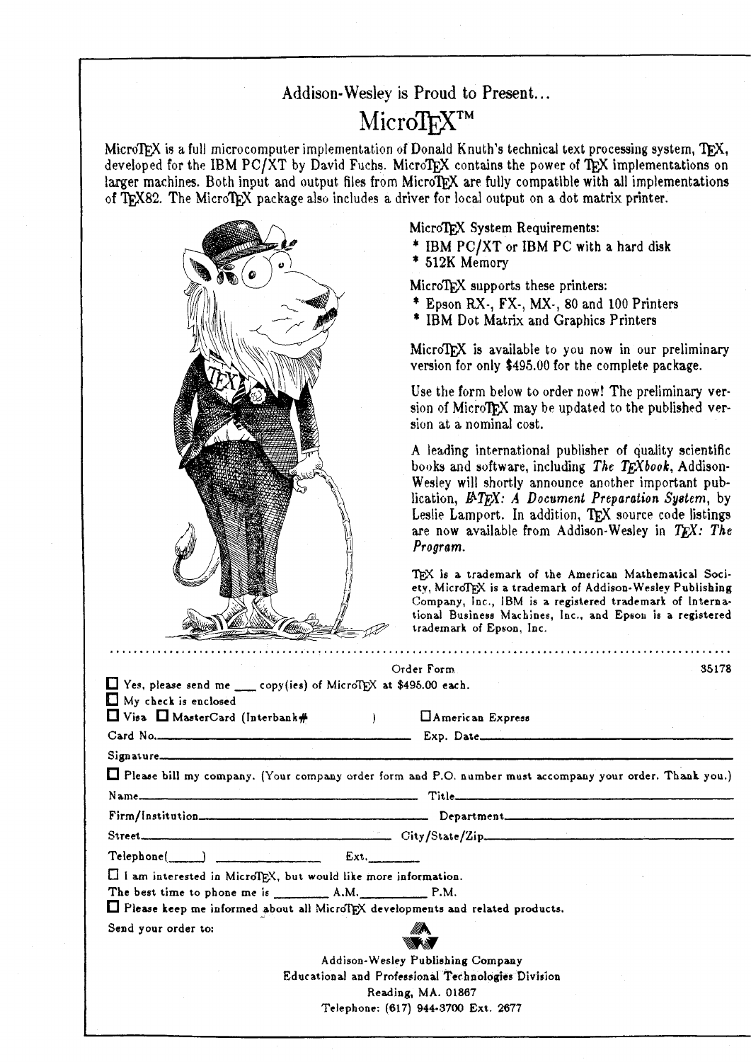## Addison-Wesley is Proud to Present...

# MicroTEX™

MicroTEX is a full microcomputer implementation of Donald Knuth's technical text processing system, TEX, developed for the IBM PC/XT by David Fuchs. MicroTEX contains the power of TEX implementations on larger machines. Both input and output files from MicroTEX are fully compatible with all implementations of TEX82. The MicroTEX package also includes a driver for local output on a dot matrix printer.

MicroTEX System Requirements:

- IBM PC/XT or IBM PC with a hard disk
- 512K Memory

MicroTEX supports these printers:

- Epson RX-, FX-, MX-, 80 and 100 Printers
- IBM Dot Matrix and Graphics Printers

MicroTEX is available to you now in our preliminary version for only $495.00 for the complete package.

Use the form below to order now! The preliminary version of MicroTEX may be updated to the published version at a nominal cost.

A leading international publisher of quality scientific books and software, including *The TEXbook*, Addison-Wesley will shortly announce another important publication, *LATEX: A Document Preparation System*, by Leslie Lamport. In addition, TEX source code listings are now available from Addison-Wesley in *TEX: The Program*.

TEX is a trademark of the American Mathematical Society, MicroTEX is a trademark of Addison-Wesley Publishing Company, Inc., IBM is a registered trademark of International Business Machines, Inc., and Epson is a registered trademark of Epson, Inc.

---

Order Form 35178

☐ Yes, please send me ___ copy(ies) of MicroTEX at $495.00 each.

☐ My check is enclosed

☐ Visa ☐ MasterCard (Interbank# ) ☐ American Express

Card No.________________________ Exp. Date________________________

Signature________________________________________________

☐ Please bill my company. (Your company order form and P.O. number must accompany your order. Thank you.)

Name________________________ Title________________________

Firm/Institution________________________ Department________________________

Street________________________ City/State/Zip________________________

Telephone(_____) ______________ Ext.________

☐ I am interested in MicroTEX, but would like more information.

The best time to phone me is ________ A.M.________ P.M.

☐ Please keep me informed about all MicroTEX developments and related products.

Send your order to:

Addison-Wesley Publishing Company
Educational and Professional Technologies Division
Reading, MA. 01867
Telephone: (617) 944-3700 Ext. 2677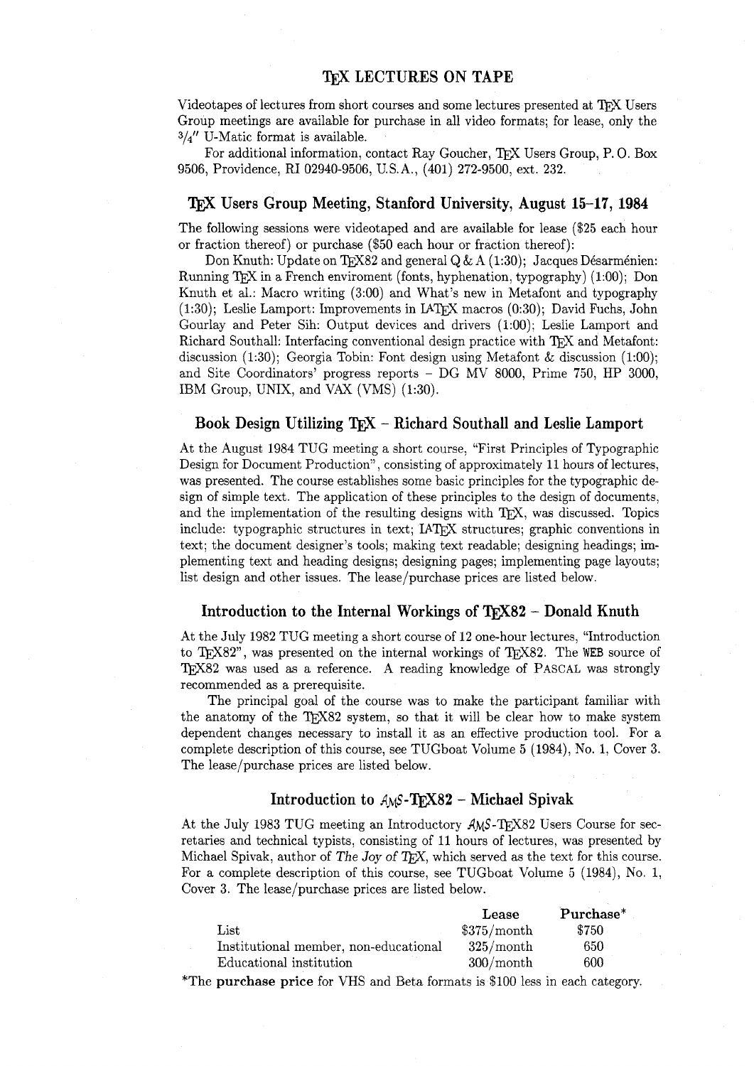# TEX LECTURES ON TAPE

Videotapes of lectures from short courses and some lectures presented at TEX Users Group meetings are available for purchase in all video formats; for lease, only the 3/4″ U-Matic format is available.

For additional information, contact Ray Goucher, TEX Users Group, P. O. Box 9506, Providence, RI 02940-9506, U.S.A., (401) 272-9500, ext. 232.

## TEX Users Group Meeting, Stanford University, August 15–17, 1984

The following sessions were videotaped and are available for lease ($25 each hour or fraction thereof) or purchase ($50 each hour or fraction thereof):

Don Knuth: Update on TEX82 and general Q & A (1:30); Jacques Désarménien: Running TEX in a French enviroment (fonts, hyphenation, typography) (1:00); Don Knuth et al.: Macro writing (3:00) and What's new in Metafont and typography (1:30); Leslie Lamport: Improvements in LATEX macros (0:30); David Fuchs, John Gourlay and Peter Sih: Output devices and drivers (1:00); Leslie Lamport and Richard Southall: Interfacing conventional design practice with TEX and Metafont: discussion (1:30); Georgia Tobin: Font design using Metafont & discussion (1:00); and Site Coordinators' progress reports – DG MV 8000, Prime 750, HP 3000, IBM Group, UNIX, and VAX (VMS) (1:30).

## Book Design Utilizing TEX – Richard Southall and Leslie Lamport

At the August 1984 TUG meeting a short course, "First Principles of Typographic Design for Document Production", consisting of approximately 11 hours of lectures, was presented. The course establishes some basic principles for the typographic design of simple text. The application of these principles to the design of documents, and the implementation of the resulting designs with TEX, was discussed. Topics include: typographic structures in text; LATEX structures; graphic conventions in text; the document designer's tools; making text readable; designing headings; implementing text and heading designs; designing pages; implementing page layouts; list design and other issues. The lease/purchase prices are listed below.

## Introduction to the Internal Workings of TEX82 – Donald Knuth

At the July 1982 TUG meeting a short course of 12 one-hour lectures, "Introduction to TEX82", was presented on the internal workings of TEX82. The WEB source of TEX82 was used as a reference. A reading knowledge of PASCAL was strongly recommended as a prerequisite.

The principal goal of the course was to make the participant familiar with the anatomy of the TEX82 system, so that it will be clear how to make system dependent changes necessary to install it as an effective production tool. For a complete description of this course, see TUGboat Volume 5 (1984), No. 1, Cover 3. The lease/purchase prices are listed below.

## Introduction to AMS-TEX82 – Michael Spivak

At the July 1983 TUG meeting an Introductory AMS-TEX82 Users Course for secretaries and technical typists, consisting of 11 hours of lectures, was presented by Michael Spivak, author of *The Joy of TEX*, which served as the text for this course. For a complete description of this course, see TUGboat Volume 5 (1984), No. 1, Cover 3. The lease/purchase prices are listed below.

| | Lease | Purchase* |
|---|---|---|
| List | $375/month | $750 |
| Institutional member, non-educational | 325/month | 650 |
| Educational institution | 300/month | 600 |

*The **purchase price** for VHS and Beta formats is $100 less in each category.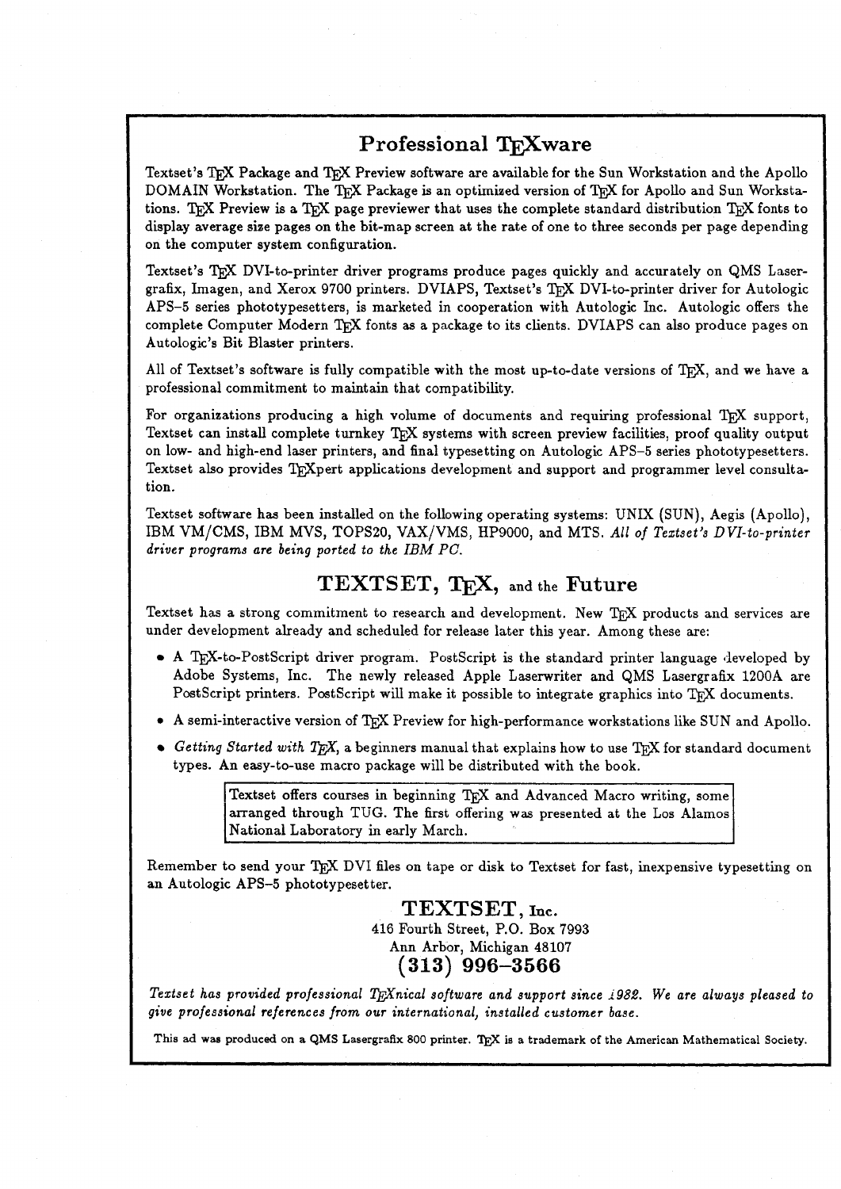## Professional TEXware

Textset's TEX Package and TEX Preview software are available for the Sun Workstation and the Apollo DOMAIN Workstation. The TEX Package is an optimized version of TEX for Apollo and Sun Workstations. TEX Preview is a TEX page previewer that uses the complete standard distribution TEX fonts to display average size pages on the bit-map screen at the rate of one to three seconds per page depending on the computer system configuration.

Textset's TEX DVI-to-printer driver programs produce pages quickly and accurately on QMS Lasergrafix, Imagen, and Xerox 9700 printers. DVIAPS, Textset's TEX DVI-to-printer driver for Autologic APS–5 series phototypesetters, is marketed in cooperation with Autologic Inc. Autologic offers the complete Computer Modern TEX fonts as a package to its clients. DVIAPS can also produce pages on Autologic's Bit Blaster printers.

All of Textset's software is fully compatible with the most up-to-date versions of TEX, and we have a professional commitment to maintain that compatibility.

For organizations producing a high volume of documents and requiring professional TEX support, Textset can install complete turnkey TEX systems with screen preview facilities, proof quality output on low- and high-end laser printers, and final typesetting on Autologic APS–5 series phototypesetters. Textset also provides TEXpert applications development and support and programmer level consultation.

Textset software has been installed on the following operating systems: UNIX (SUN), Aegis (Apollo), IBM VM/CMS, IBM MVS, TOPS20, VAX/VMS, HP9000, and MTS. *All of Textset's DVI-to-printer driver programs are being ported to the IBM PC.*

## TEXTSET, TEX, and the Future

Textset has a strong commitment to research and development. New TEX products and services are under development already and scheduled for release later this year. Among these are:

- A TEX-to-PostScript driver program. PostScript is the standard printer language developed by Adobe Systems, Inc. The newly released Apple Laserwriter and QMS Lasergrafix 1200A are PostScript printers. PostScript will make it possible to integrate graphics into TEX documents.
- A semi-interactive version of TEX Preview for high-performance workstations like SUN and Apollo.
- *Getting Started with TEX*, a beginners manual that explains how to use TEX for standard document types. An easy-to-use macro package will be distributed with the book.

> Textset offers courses in beginning TEX and Advanced Macro writing, some arranged through TUG. The first offering was presented at the Los Alamos National Laboratory in early March.

Remember to send your TEX DVI files on tape or disk to Textset for fast, inexpensive typesetting on an Autologic APS–5 phototypesetter.

**TEXTSET, Inc.**
416 Fourth Street, P.O. Box 7993
Ann Arbor, Michigan 48107
**(313) 996–3566**

*Textset has provided professional TEXnical software and support since 1982. We are always pleased to give professional references from our international, installed customer base.*

This ad was produced on a QMS Lasergrafix 800 printer. TEX is a trademark of the American Mathematical Society.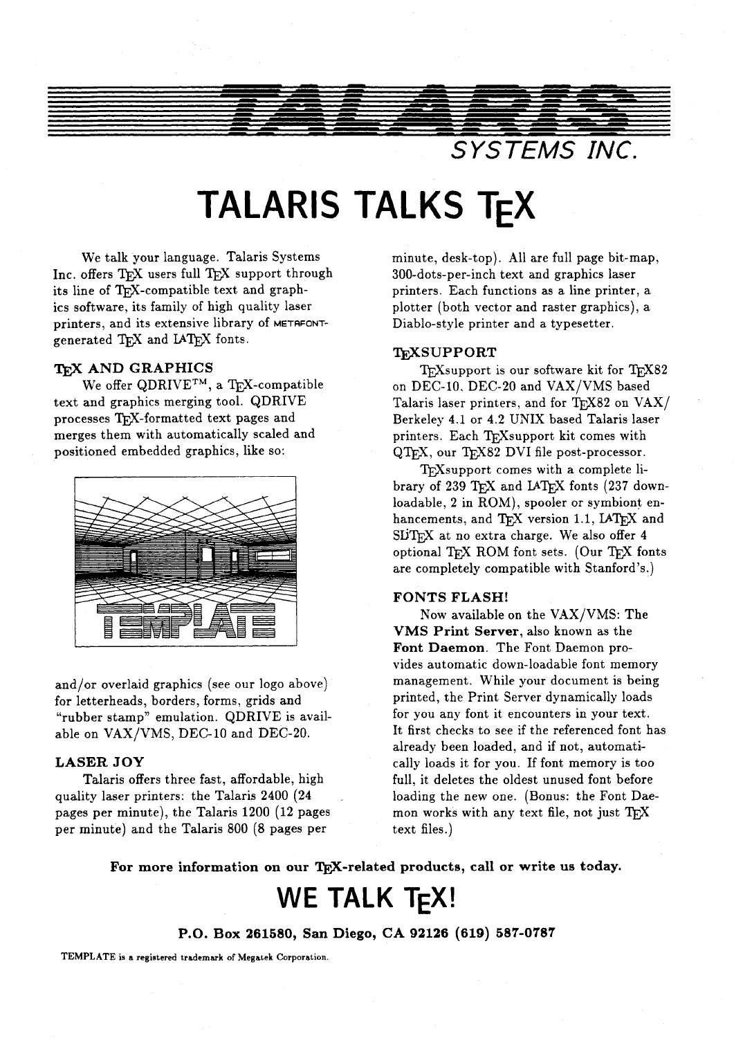TALARIS

SYSTEMS INC.

# TALARIS TALKS TEX

We talk your language. Talaris Systems Inc. offers TEX users full TEX support through its line of TEX-compatible text and graphics software, its family of high quality laser printers, and its extensive library of METAFONT-generated TEX and LATEX fonts.

### TEX AND GRAPHICS

We offer QDRIVE™, a TEX-compatible text and graphics merging tool. QDRIVE processes TEX-formatted text pages and merges them with automatically scaled and positioned embedded graphics, like so:

and/or overlaid graphics (see our logo above) for letterheads, borders, forms, grids and "rubber stamp" emulation. QDRIVE is available on VAX/VMS, DEC-10 and DEC-20.

### LASER JOY

Talaris offers three fast, affordable, high quality laser printers: the Talaris 2400 (24 pages per minute), the Talaris 1200 (12 pages per minute) and the Talaris 800 (8 pages per minute, desk-top). All are full page bit-map, 300-dots-per-inch text and graphics laser printers. Each functions as a line printer, a plotter (both vector and raster graphics), a Diablo-style printer and a typesetter.

### TEXSUPPORT

TEXsupport is our software kit for TEX82 on DEC-10, DEC-20 and VAX/VMS based Talaris laser printers, and for TEX82 on VAX/Berkeley 4.1 or 4.2 UNIX based Talaris laser printers. Each TEXsupport kit comes with QTEX, our TEX82 DVI file post-processor.

TEXsupport comes with a complete library of 239 TEX and LATEX fonts (237 down-loadable, 2 in ROM), spooler or symbiont enhancements, and TEX version 1.1, LATEX and SLITEX at no extra charge. We also offer 4 optional TEX ROM font sets. (Our TEX fonts are completely compatible with Stanford's.)

### FONTS FLASH!

Now available on the VAX/VMS: The **VMS Print Server**, also known as the **Font Daemon**. The Font Daemon provides automatic down-loadable font memory management. While your document is being printed, the Print Server dynamically loads for you any font it encounters in your text. It first checks to see if the referenced font has already been loaded, and if not, automatically loads it for you. If font memory is too full, it deletes the oldest unused font before loading the new one. (Bonus: the Font Daemon works with any text file, not just TEX text files.)

**For more information on our TEX-related products, call or write us today.**

## WE TALK TEX!

**P.O. Box 261580, San Diego, CA 92126 (619) 587-0787**

TEMPLATE is a registered trademark of Megatek Corporation.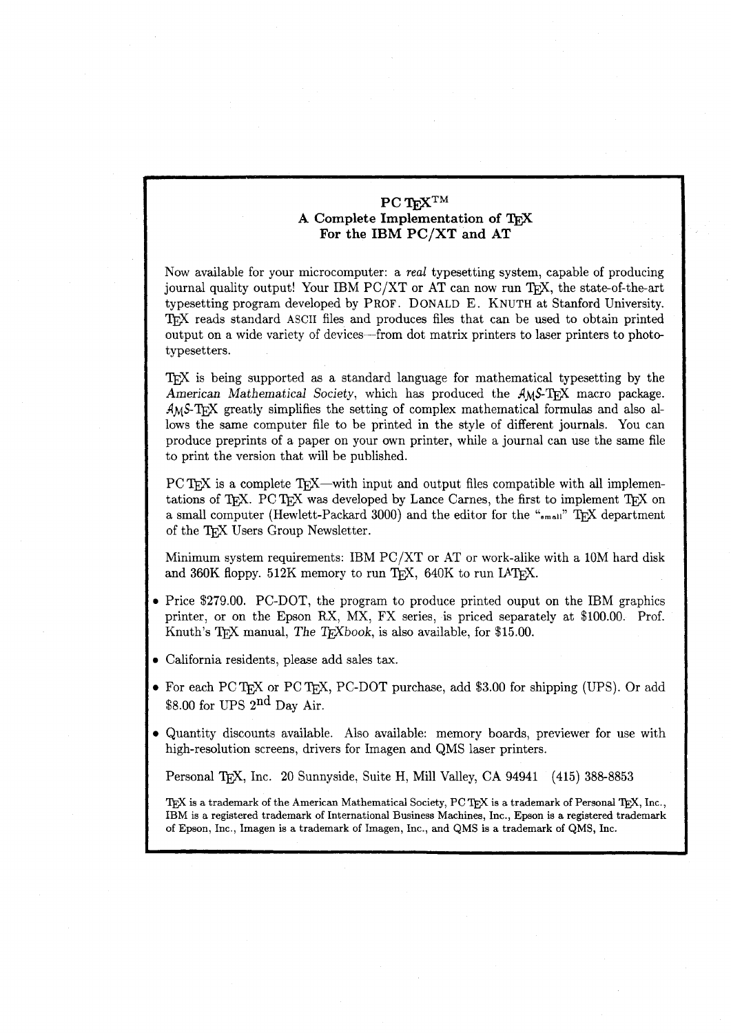# PC TEX™
## A Complete Implementation of TEX
## For the IBM PC/XT and AT

Now available for your microcomputer: a *real* typesetting system, capable of producing journal quality output! Your IBM PC/XT or AT can now run TEX, the state-of-the-art typesetting program developed by PROF. DONALD E. KNUTH at Stanford University. TEX reads standard ASCII files and produces files that can be used to obtain printed output on a wide variety of devices—from dot matrix printers to laser printers to phototypesetters.

TEX is being supported as a standard language for mathematical typesetting by the *American Mathematical Society*, which has produced the AMS-TEX macro package. AMS-TEX greatly simplifies the setting of complex mathematical formulas and also allows the same computer file to be printed in the style of different journals. You can produce preprints of a paper on your own printer, while a journal can use the same file to print the version that will be published.

PC TEX is a complete TEX—with input and output files compatible with all implementations of TEX. PC TEX was developed by Lance Carnes, the first to implement TEX on a small computer (Hewlett-Packard 3000) and the editor for the "small" TEX department of the TEX Users Group Newsletter.

Minimum system requirements: IBM PC/XT or AT or work-alike with a 10M hard disk and 360K floppy. 512K memory to run TEX, 640K to run LATEX.

- Price $279.00. PC-DOT, the program to produce printed ouput on the IBM graphics printer, or on the Epson RX, MX, FX series, is priced separately at $100.00. Prof. Knuth's TEX manual, *The TEXbook*, is also available, for $15.00.
- California residents, please add sales tax.
- For each PC TEX or PC TEX, PC-DOT purchase, add $3.00 for shipping (UPS). Or add $8.00 for UPS 2nd Day Air.
- Quantity discounts available. Also available: memory boards, previewer for use with high-resolution screens, drivers for Imagen and QMS laser printers.

Personal TEX, Inc. 20 Sunnyside, Suite H, Mill Valley, CA 94941 (415) 388-8853

TEX is a trademark of the American Mathematical Society, PC TEX is a trademark of Personal TEX, Inc., IBM is a registered trademark of International Business Machines, Inc., Epson is a registered trademark of Epson, Inc., Imagen is a trademark of Imagen, Inc., and QMS is a trademark of QMS, Inc.